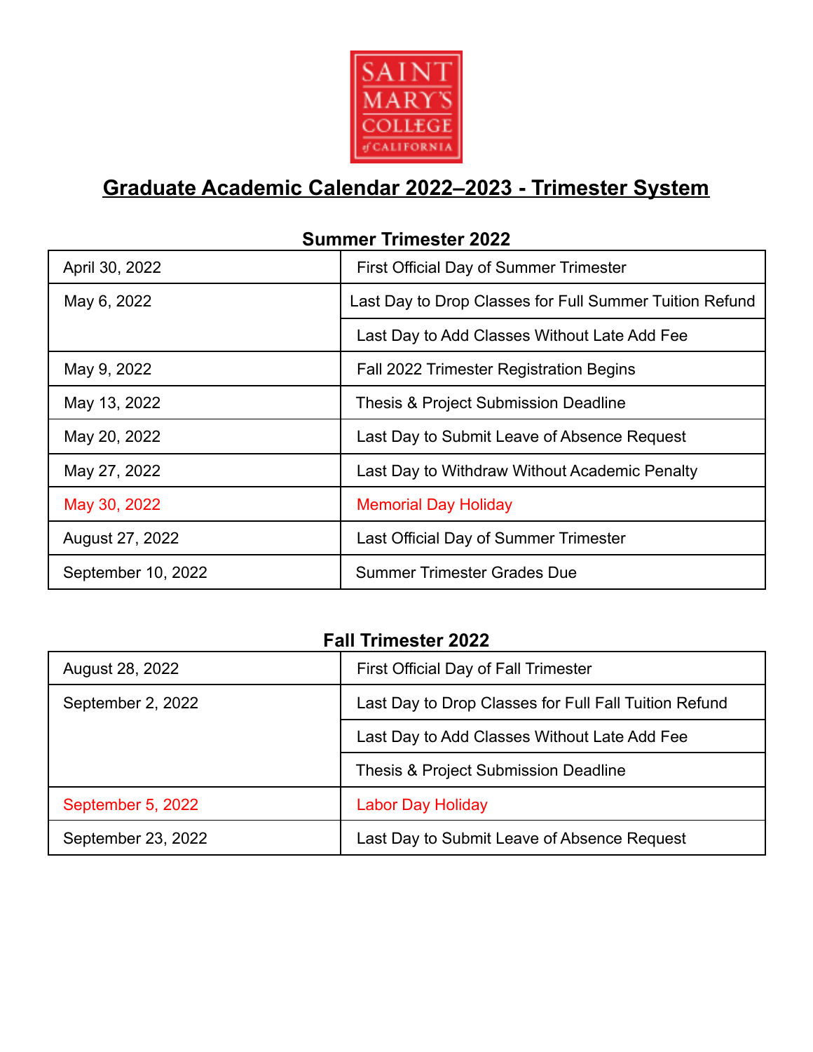SAINT MARY'S COLLEGE of CALIFORNIA

# Graduate Academic Calendar 2022–2023 - Trimester System

## Summer Trimester 2022

| Date | Event |
|---|---|
| April 30, 2022 | First Official Day of Summer Trimester |
| May 6, 2022 | Last Day to Drop Classes for Full Summer Tuition Refund |
| | Last Day to Add Classes Without Late Add Fee |
| May 9, 2022 | Fall 2022 Trimester Registration Begins |
| May 13, 2022 | Thesis & Project Submission Deadline |
| May 20, 2022 | Last Day to Submit Leave of Absence Request |
| May 27, 2022 | Last Day to Withdraw Without Academic Penalty |
| May 30, 2022 | Memorial Day Holiday |
| August 27, 2022 | Last Official Day of Summer Trimester |
| September 10, 2022 | Summer Trimester Grades Due |

## Fall Trimester 2022

| Date | Event |
|---|---|
| August 28, 2022 | First Official Day of Fall Trimester |
| September 2, 2022 | Last Day to Drop Classes for Full Fall Tuition Refund |
| | Last Day to Add Classes Without Late Add Fee |
| | Thesis & Project Submission Deadline |
| September 5, 2022 | Labor Day Holiday |
| September 23, 2022 | Last Day to Submit Leave of Absence Request |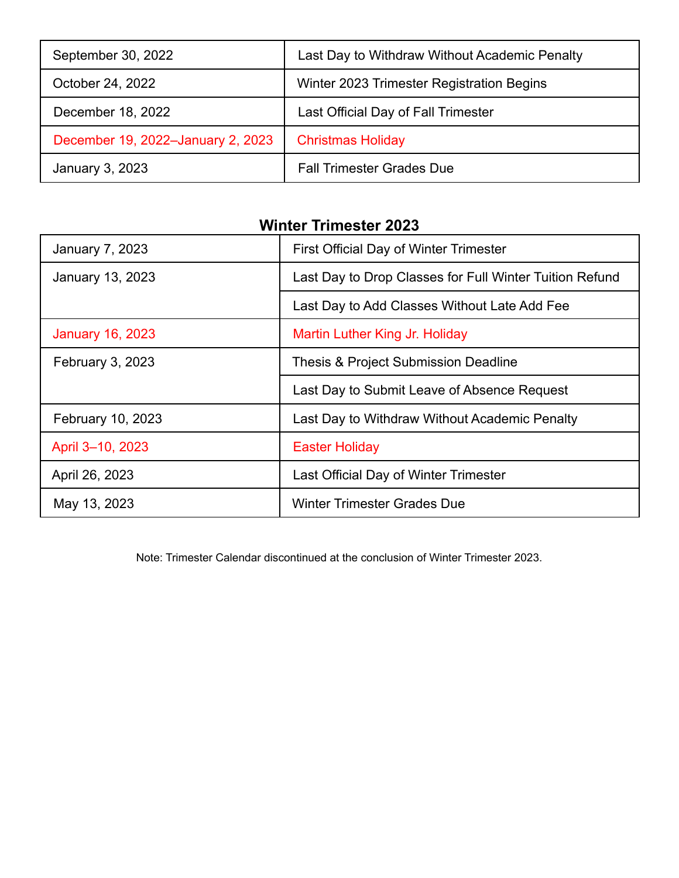| | |
|---|---|
| September 30, 2022 | Last Day to Withdraw Without Academic Penalty |
| October 24, 2022 | Winter 2023 Trimester Registration Begins |
| December 18, 2022 | Last Official Day of Fall Trimester |
| December 19, 2022–January 2, 2023 | Christmas Holiday |
| January 3, 2023 | Fall Trimester Grades Due |

## Winter Trimester 2023

| | |
|---|---|
| January 7, 2023 | First Official Day of Winter Trimester |
| January 13, 2023 | Last Day to Drop Classes for Full Winter Tuition Refund |
| | Last Day to Add Classes Without Late Add Fee |
| January 16, 2023 | Martin Luther King Jr. Holiday |
| February 3, 2023 | Thesis & Project Submission Deadline |
| | Last Day to Submit Leave of Absence Request |
| February 10, 2023 | Last Day to Withdraw Without Academic Penalty |
| April 3–10, 2023 | Easter Holiday |
| April 26, 2023 | Last Official Day of Winter Trimester |
| May 13, 2023 | Winter Trimester Grades Due |

Note: Trimester Calendar discontinued at the conclusion of Winter Trimester 2023.